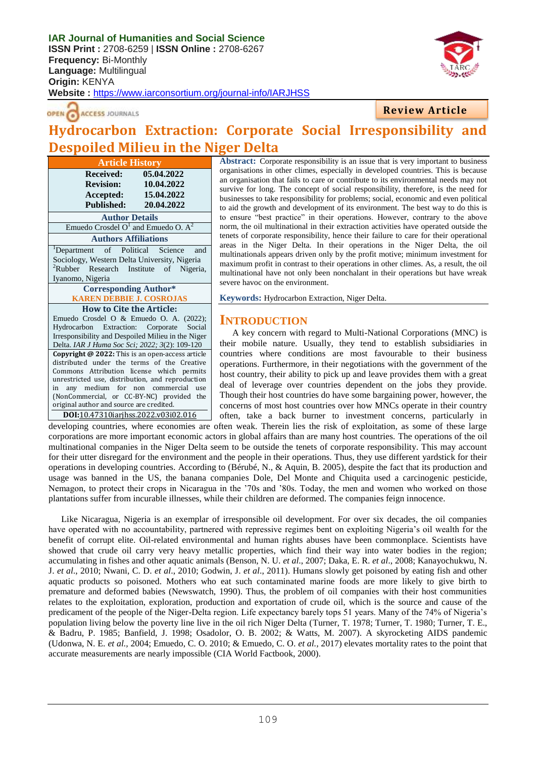**IAR Journal of Humanities and Social Science**
**ISSN Print :** 2708-6259 | **ISSN Online :** 2708-6267
**Frequency:** Bi-Monthly
**Language:** Multilingual
**Origin:** KENYA
**Website :** https://www.iarconsortium.org/journal-info/IARJHSS

**Review Article**

# Hydrocarbon Extraction: Corporate Social Irresponsibility and Despoiled Milieu in the Niger Delta

| Article History | |
|---|---|
| **Received:** | **05.04.2022** |
| **Revision:** | **10.04.2022** |
| **Accepted:** | **15.04.2022** |
| **Published:** | **20.04.2022** |

**Author Details**
Emuedo Crosdel O[1] and Emuedo O. A[2]

**Authors Affiliations**
[1]Department of Political Science and Sociology, Western Delta University, Nigeria
[2]Rubber Research Institute of Nigeria, Iyanomo, Nigeria

**Corresponding Author***
KAREN DEBBIE J. COSROJAS

**How to Cite the Article:**
Emuedo Crosdel O & Emuedo O. A. (2022); Hydrocarbon Extraction: Corporate Social Irresponsibility and Despoiled Milieu in the Niger Delta. *IAR J Huma Soc Sci; 2022; 3*(2): 109-120

**Copyright @ 2022:** This is an open-access article distributed under the terms of the Creative Commons Attribution license which permits unrestricted use, distribution, and reproduction in any medium for non commercial use (NonCommercial, or CC-BY-NC) provided the original author and source are credited.

**DOI:**10.47310iarjhss.2022.v03i02.016

**Abstract:** Corporate responsibility is an issue that is very important to business organisations in other climes, especially in developed countries. This is because an organisation that fails to care or contribute to its environmental needs may not survive for long. The concept of social responsibility, therefore, is the need for businesses to take responsibility for problems; social, economic and even political to aid the growth and development of its environment. The best way to do this is to ensure "best practice" in their operations. However, contrary to the above norm, the oil multinational in their extraction activities have operated outside the tenets of corporate responsibility, hence their failure to care for their operational areas in the Niger Delta. In their operations in the Niger Delta, the oil multinationals appears driven only by the profit motive; minimum investment for maximum profit in contrast to their operations in other climes. As, a result, the oil multinational have not only been nonchalant in their operations but have wreak severe havoc on the environment.

**Keywords:** Hydrocarbon Extraction, Niger Delta.

## INTRODUCTION

A key concern with regard to Multi-National Corporations (MNC) is their mobile nature. Usually, they tend to establish subsidiaries in countries where conditions are most favourable to their business operations. Furthermore, in their negotiations with the government of the host country, their ability to pick up and leave provides them with a great deal of leverage over countries dependent on the jobs they provide. Though their host countries do have some bargaining power, however, the concerns of most host countries over how MNCs operate in their country often, take a back burner to investment concerns, particularly in developing countries, where economies are often weak. Therein lies the risk of exploitation, as some of these large corporations are more important economic actors in global affairs than are many host countries. The operations of the oil multinational companies in the Niger Delta seem to be outside the tenets of corporate responsibility. This may account for their utter disregard for the environment and the people in their operations. Thus, they use different yardstick for their operations in developing countries. According to (Bérubé, N., & Aquin, B. 2005), despite the fact that its production and usage was banned in the US, the banana companies Dole, Del Monte and Chiquita used a carcinogenic pesticide, Nemagon, to protect their crops in Nicaragua in the '70s and '80s. Today, the men and women who worked on those plantations suffer from incurable illnesses, while their children are deformed. The companies feign innocence.

Like Nicaragua, Nigeria is an exemplar of irresponsible oil development. For over six decades, the oil companies have operated with no accountability, partnered with repressive regimes bent on exploiting Nigeria's oil wealth for the benefit of corrupt elite. Oil-related environmental and human rights abuses have been commonplace. Scientists have showed that crude oil carry very heavy metallic properties, which find their way into water bodies in the region; accumulating in fishes and other aquatic animals (Benson, N. U. *et al*., 2007; Daka, E. R. *et al*., 2008; Kanayochukwu, N. J. *et al*., 2010; Nwani, C. D. *et al*., 2010; Godwin, J. *et al*., 2011). Humans slowly get poisoned by eating fish and other aquatic products so poisoned. Mothers who eat such contaminated marine foods are more likely to give birth to premature and deformed babies (Newswatch, 1990). Thus, the problem of oil companies with their host communities relates to the exploitation, exploration, production and exportation of crude oil, which is the source and cause of the predicament of the people of the Niger-Delta region. Life expectancy barely tops 51 years. Many of the 74% of Nigeria's population living below the poverty line live in the oil rich Niger Delta (Turner, T. 1978; Turner, T. 1980; Turner, T. E., & Badru, P. 1985; Banfield, J. 1998; Osadolor, O. B. 2002; & Watts, M. 2007). A skyrocketing AIDS pandemic (Udonwa, N. E. *et al*., 2004; Emuedo, C. O. 2010; & Emuedo, C. O. *et al.*, 2017) elevates mortality rates to the point that accurate measurements are nearly impossible (CIA World Factbook, 2000).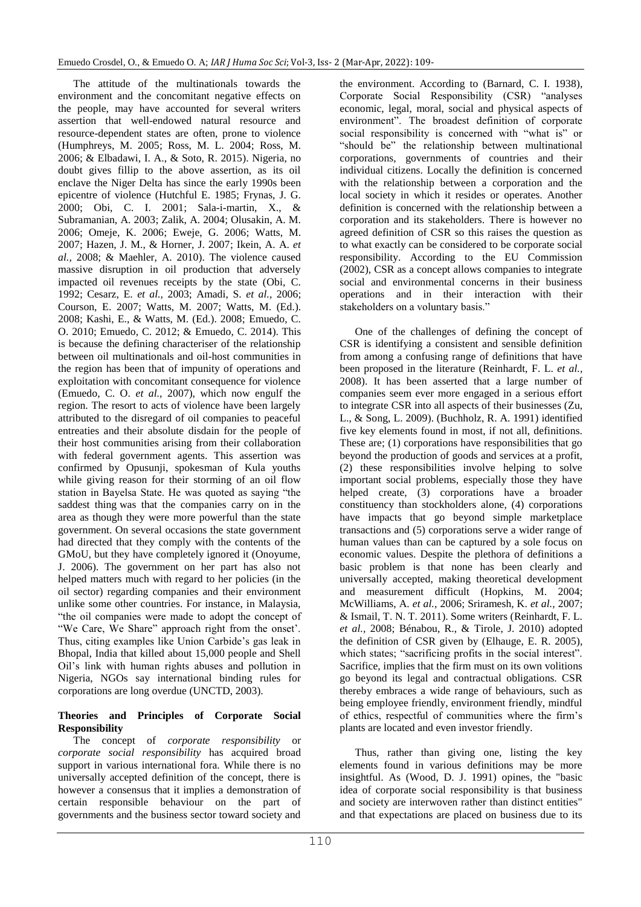The attitude of the multinationals towards the environment and the concomitant negative effects on the people, may have accounted for several writers assertion that well-endowed natural resource and resource-dependent states are often, prone to violence (Humphreys, M. 2005; Ross, M. L. 2004; Ross, M. 2006; & Elbadawi, I. A., & Soto, R. 2015). Nigeria, no doubt gives fillip to the above assertion, as its oil enclave the Niger Delta has since the early 1990s been epicentre of violence (Hutchful E. 1985; Frynas, J. G. 2000; Obi, C. I. 2001; Sala-i-martin, X., & Subramanian, A. 2003; Zalik, A. 2004; Olusakin, A. M. 2006; Omeje, K. 2006; Eweje, G. 2006; Watts, M. 2007; Hazen, J. M., & Horner, J. 2007; Ikein, A. A. *et al.,* 2008; & Maehler, A. 2010). The violence caused massive disruption in oil production that adversely impacted oil revenues receipts by the state (Obi, C. 1992; Cesarz, E. *et al.,* 2003; Amadi, S. *et al.,* 2006; Courson, E. 2007; Watts, M. 2007; Watts, M. (Ed.). 2008; Kashi, E., & Watts, M. (Ed.). 2008; Emuedo, C. O. 2010; Emuedo, C. 2012; & Emuedo, C. 2014). This is because the defining characteriser of the relationship between oil multinationals and oil-host communities in the region has been that of impunity of operations and exploitation with concomitant consequence for violence (Emuedo, C. O. *et al.,* 2007), which now engulf the region. The resort to acts of violence have been largely attributed to the disregard of oil companies to peaceful entreaties and their absolute disdain for the people of their host communities arising from their collaboration with federal government agents. This assertion was confirmed by Opusunji, spokesman of Kula youths while giving reason for their storming of an oil flow station in Bayelsa State. He was quoted as saying "the saddest thing was that the companies carry on in the area as though they were more powerful than the state government. On several occasions the state government had directed that they comply with the contents of the GMoU, but they have completely ignored it (Onoyume, J. 2006). The government on her part has also not helped matters much with regard to her policies (in the oil sector) regarding companies and their environment unlike some other countries. For instance, in Malaysia, "the oil companies were made to adopt the concept of "We Care, We Share" approach right from the onset'. Thus, citing examples like Union Carbide's gas leak in Bhopal, India that killed about 15,000 people and Shell Oil's link with human rights abuses and pollution in Nigeria, NGOs say international binding rules for corporations are long overdue (UNCTD, 2003).

## Theories and Principles of Corporate Social Responsibility

The concept of *corporate responsibility* or *corporate social responsibility* has acquired broad support in various international fora. While there is no universally accepted definition of the concept, there is however a consensus that it implies a demonstration of certain responsible behaviour on the part of governments and the business sector toward society and the environment. According to (Barnard, C. I. 1938), Corporate Social Responsibility (CSR) "analyses economic, legal, moral, social and physical aspects of environment". The broadest definition of corporate social responsibility is concerned with "what is" or "should be" the relationship between multinational corporations, governments of countries and their individual citizens. Locally the definition is concerned with the relationship between a corporation and the local society in which it resides or operates. Another definition is concerned with the relationship between a corporation and its stakeholders. There is however no agreed definition of CSR so this raises the question as to what exactly can be considered to be corporate social responsibility. According to the EU Commission (2002), CSR as a concept allows companies to integrate social and environmental concerns in their business operations and in their interaction with their stakeholders on a voluntary basis."

One of the challenges of defining the concept of CSR is identifying a consistent and sensible definition from among a confusing range of definitions that have been proposed in the literature (Reinhardt, F. L. *et al.,* 2008). It has been asserted that a large number of companies seem ever more engaged in a serious effort to integrate CSR into all aspects of their businesses (Zu, L., & Song, L. 2009). (Buchholz, R. A. 1991) identified five key elements found in most, if not all, definitions. These are; (1) corporations have responsibilities that go beyond the production of goods and services at a profit, (2) these responsibilities involve helping to solve important social problems, especially those they have helped create, (3) corporations have a broader constituency than stockholders alone, (4) corporations have impacts that go beyond simple marketplace transactions and (5) corporations serve a wider range of human values than can be captured by a sole focus on economic values. Despite the plethora of definitions a basic problem is that none has been clearly and universally accepted, making theoretical development and measurement difficult (Hopkins, M. 2004; McWilliams, A. *et al.,* 2006; Sriramesh, K. *et al.,* 2007; & Ismail, T. N. T. 2011). Some writers (Reinhardt, F. L. *et al.,* 2008; Bénabou, R., & Tirole, J. 2010) adopted the definition of CSR given by (Elhauge, E. R. 2005), which states; "sacrificing profits in the social interest". Sacrifice, implies that the firm must on its own volitions go beyond its legal and contractual obligations. CSR thereby embraces a wide range of behaviours, such as being employee friendly, environment friendly, mindful of ethics, respectful of communities where the firm's plants are located and even investor friendly.

Thus, rather than giving one, listing the key elements found in various definitions may be more insightful. As (Wood, D. J. 1991) opines, the "basic idea of corporate social responsibility is that business and society are interwoven rather than distinct entities" and that expectations are placed on business due to its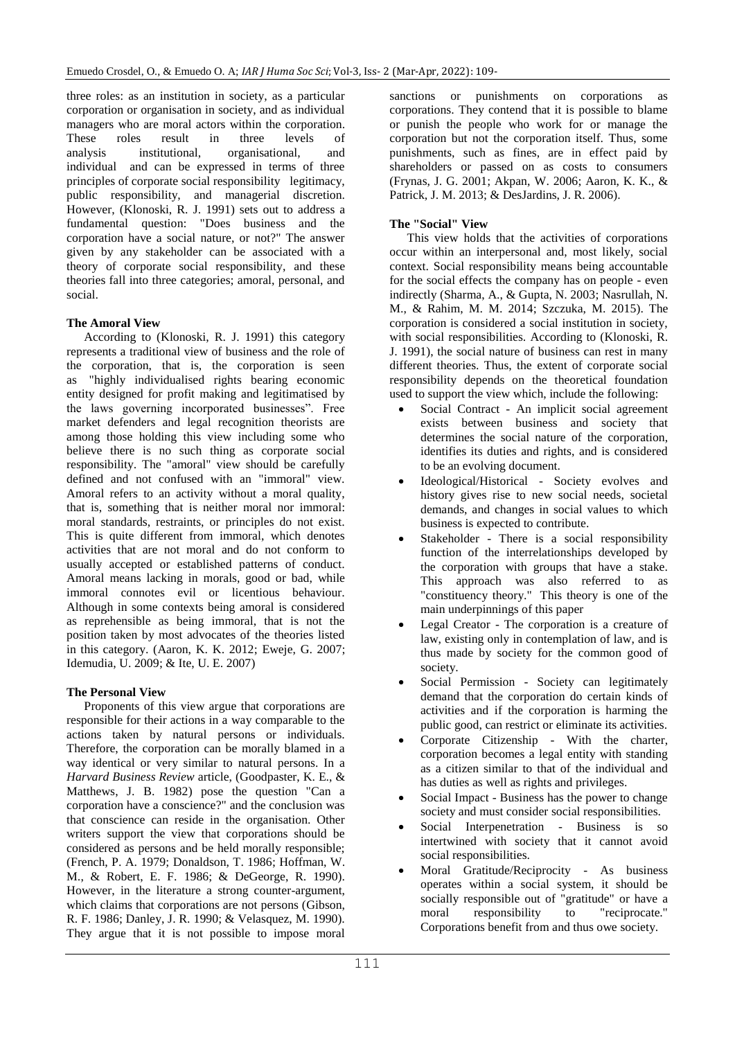three roles: as an institution in society, as a particular corporation or organisation in society, and as individual managers who are moral actors within the corporation. These roles result in three levels of analysis institutional, organisational, and individual and can be expressed in terms of three principles of corporate social responsibility legitimacy, public responsibility, and managerial discretion. However, (Klonoski, R. J. 1991) sets out to address a fundamental question: "Does business and the corporation have a social nature, or not?" The answer given by any stakeholder can be associated with a theory of corporate social responsibility, and these theories fall into three categories; amoral, personal, and social.

### The Amoral View

According to (Klonoski, R. J. 1991) this category represents a traditional view of business and the role of the corporation, that is, the corporation is seen as "highly individualised rights bearing economic entity designed for profit making and legitimatised by the laws governing incorporated businesses". Free market defenders and legal recognition theorists are among those holding this view including some who believe there is no such thing as corporate social responsibility. The "amoral" view should be carefully defined and not confused with an "immoral" view. Amoral refers to an activity without a moral quality, that is, something that is neither moral nor immoral: moral standards, restraints, or principles do not exist. This is quite different from immoral, which denotes activities that are not moral and do not conform to usually accepted or established patterns of conduct. Amoral means lacking in morals, good or bad, while immoral connotes evil or licentious behaviour. Although in some contexts being amoral is considered as reprehensible as being immoral, that is not the position taken by most advocates of the theories listed in this category. (Aaron, K. K. 2012; Eweje, G. 2007; Idemudia, U. 2009; & Ite, U. E. 2007)

### The Personal View

Proponents of this view argue that corporations are responsible for their actions in a way comparable to the actions taken by natural persons or individuals. Therefore, the corporation can be morally blamed in a way identical or very similar to natural persons. In a *Harvard Business Review* article, (Goodpaster, K. E., & Matthews, J. B. 1982) pose the question "Can a corporation have a conscience?" and the conclusion was that conscience can reside in the organisation. Other writers support the view that corporations should be considered as persons and be held morally responsible; (French, P. A. 1979; Donaldson, T. 1986; Hoffman, W. M., & Robert, E. F. 1986; & DeGeorge, R. 1990). However, in the literature a strong counter-argument, which claims that corporations are not persons (Gibson, R. F. 1986; Danley, J. R. 1990; & Velasquez, M. 1990). They argue that it is not possible to impose moral sanctions or punishments on corporations as corporations. They contend that it is possible to blame or punish the people who work for or manage the corporation but not the corporation itself. Thus, some punishments, such as fines, are in effect paid by shareholders or passed on as costs to consumers (Frynas, J. G. 2001; Akpan, W. 2006; Aaron, K. K., & Patrick, J. M. 2013; & DesJardins, J. R. 2006).

### The "Social" View

This view holds that the activities of corporations occur within an interpersonal and, most likely, social context. Social responsibility means being accountable for the social effects the company has on people - even indirectly (Sharma, A., & Gupta, N. 2003; Nasrullah, N. M., & Rahim, M. M. 2014; Szczuka, M. 2015). The corporation is considered a social institution in society, with social responsibilities. According to (Klonoski, R. J. 1991), the social nature of business can rest in many different theories. Thus, the extent of corporate social responsibility depends on the theoretical foundation used to support the view which, include the following:

- Social Contract - An implicit social agreement exists between business and society that determines the social nature of the corporation, identifies its duties and rights, and is considered to be an evolving document.
- Ideological/Historical - Society evolves and history gives rise to new social needs, societal demands, and changes in social values to which business is expected to contribute.
- Stakeholder - There is a social responsibility function of the interrelationships developed by the corporation with groups that have a stake. This approach was also referred to as "constituency theory." This theory is one of the main underpinnings of this paper
- Legal Creator - The corporation is a creature of law, existing only in contemplation of law, and is thus made by society for the common good of society.
- Social Permission - Society can legitimately demand that the corporation do certain kinds of activities and if the corporation is harming the public good, can restrict or eliminate its activities.
- Corporate Citizenship - With the charter, corporation becomes a legal entity with standing as a citizen similar to that of the individual and has duties as well as rights and privileges.
- Social Impact - Business has the power to change society and must consider social responsibilities.
- Social Interpenetration - Business is so intertwined with society that it cannot avoid social responsibilities.
- Moral Gratitude/Reciprocity - As business operates within a social system, it should be socially responsible out of "gratitude" or have a moral responsibility to "reciprocate." Corporations benefit from and thus owe society.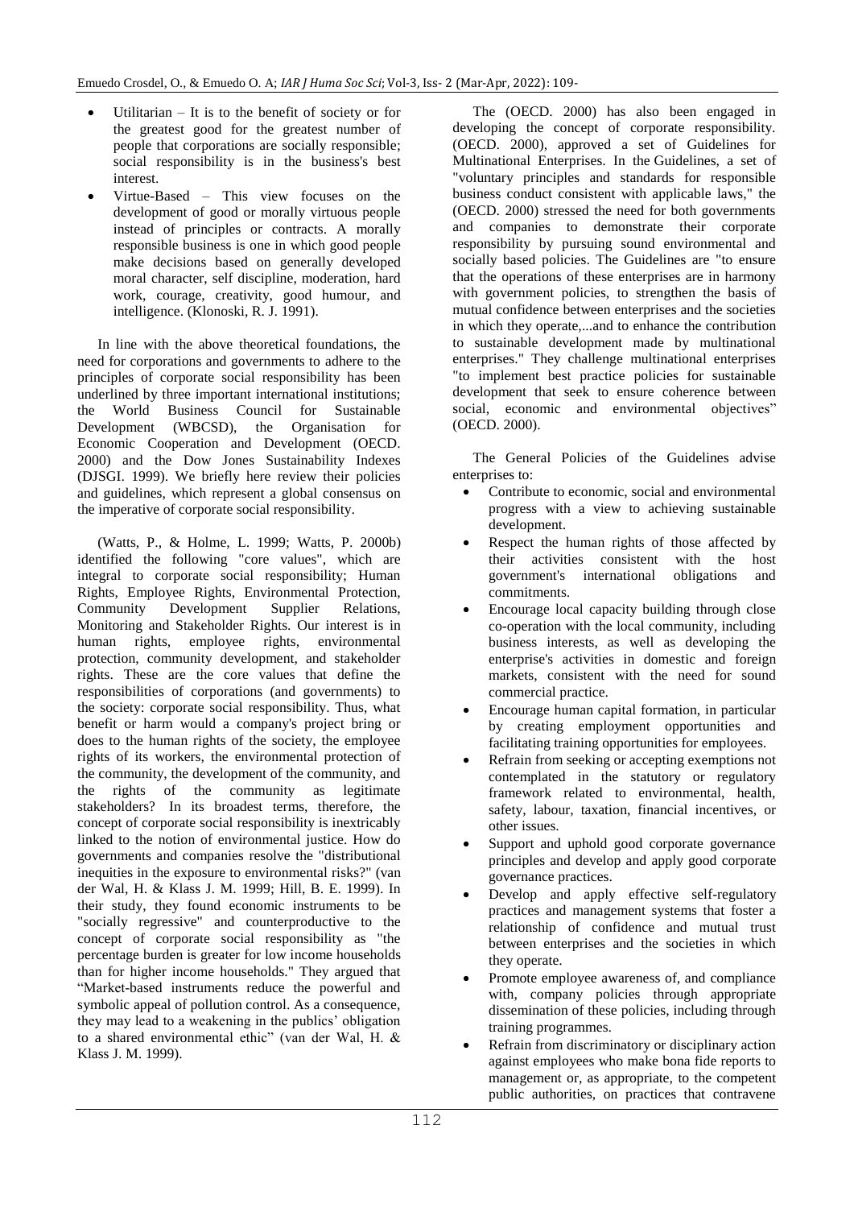- Utilitarian – It is to the benefit of society or for the greatest good for the greatest number of people that corporations are socially responsible; social responsibility is in the business's best interest.
- Virtue-Based – This view focuses on the development of good or morally virtuous people instead of principles or contracts. A morally responsible business is one in which good people make decisions based on generally developed moral character, self discipline, moderation, hard work, courage, creativity, good humour, and intelligence. (Klonoski, R. J. 1991).

In line with the above theoretical foundations, the need for corporations and governments to adhere to the principles of corporate social responsibility has been underlined by three important international institutions; the World Business Council for Sustainable Development (WBCSD), the Organisation for Economic Cooperation and Development (OECD. 2000) and the Dow Jones Sustainability Indexes (DJSGI. 1999). We briefly here review their policies and guidelines, which represent a global consensus on the imperative of corporate social responsibility.

(Watts, P., & Holme, L. 1999; Watts, P. 2000b) identified the following "core values", which are integral to corporate social responsibility; Human Rights, Employee Rights, Environmental Protection, Community Development Supplier Relations, Monitoring and Stakeholder Rights. Our interest is in human rights, employee rights, environmental protection, community development, and stakeholder rights. These are the core values that define the responsibilities of corporations (and governments) to the society: corporate social responsibility. Thus, what benefit or harm would a company's project bring or does to the human rights of the society, the employee rights of its workers, the environmental protection of the community, the development of the community, and the rights of the community as legitimate stakeholders? In its broadest terms, therefore, the concept of corporate social responsibility is inextricably linked to the notion of environmental justice. How do governments and companies resolve the "distributional inequities in the exposure to environmental risks?" (van der Wal, H. & Klass J. M. 1999; Hill, B. E. 1999). In their study, they found economic instruments to be "socially regressive" and counterproductive to the concept of corporate social responsibility as "the percentage burden is greater for low income households than for higher income households." They argued that "Market-based instruments reduce the powerful and symbolic appeal of pollution control. As a consequence, they may lead to a weakening in the publics' obligation to a shared environmental ethic" (van der Wal, H. & Klass J. M. 1999).

The (OECD. 2000) has also been engaged in developing the concept of corporate responsibility. (OECD. 2000), approved a set of Guidelines for Multinational Enterprises. In the Guidelines, a set of "voluntary principles and standards for responsible business conduct consistent with applicable laws," the (OECD. 2000) stressed the need for both governments and companies to demonstrate their corporate responsibility by pursuing sound environmental and socially based policies. The Guidelines are "to ensure that the operations of these enterprises are in harmony with government policies, to strengthen the basis of mutual confidence between enterprises and the societies in which they operate,...and to enhance the contribution to sustainable development made by multinational enterprises." They challenge multinational enterprises "to implement best practice policies for sustainable development that seek to ensure coherence between social, economic and environmental objectives" (OECD. 2000).

The General Policies of the Guidelines advise enterprises to:

- Contribute to economic, social and environmental progress with a view to achieving sustainable development.
- Respect the human rights of those affected by their activities consistent with the host government's international obligations and commitments.
- Encourage local capacity building through close co-operation with the local community, including business interests, as well as developing the enterprise's activities in domestic and foreign markets, consistent with the need for sound commercial practice.
- Encourage human capital formation, in particular by creating employment opportunities and facilitating training opportunities for employees.
- Refrain from seeking or accepting exemptions not contemplated in the statutory or regulatory framework related to environmental, health, safety, labour, taxation, financial incentives, or other issues.
- Support and uphold good corporate governance principles and develop and apply good corporate governance practices.
- Develop and apply effective self-regulatory practices and management systems that foster a relationship of confidence and mutual trust between enterprises and the societies in which they operate.
- Promote employee awareness of, and compliance with, company policies through appropriate dissemination of these policies, including through training programmes.
- Refrain from discriminatory or disciplinary action against employees who make bona fide reports to management or, as appropriate, to the competent public authorities, on practices that contravene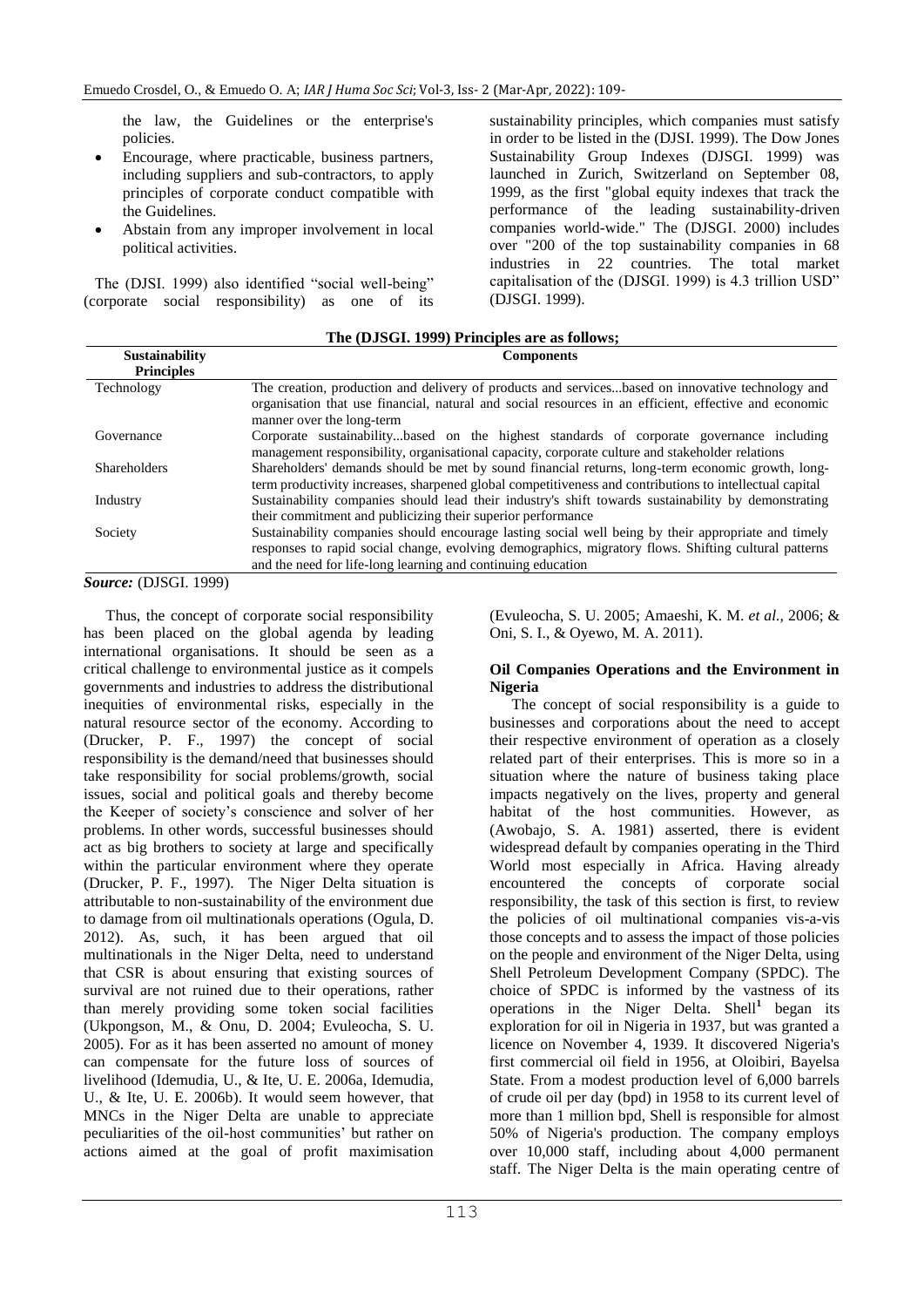the law, the Guidelines or the enterprise's policies.

- Encourage, where practicable, business partners, including suppliers and sub-contractors, to apply principles of corporate conduct compatible with the Guidelines.
- Abstain from any improper involvement in local political activities.

The (DJSI. 1999) also identified "social well-being" (corporate social responsibility) as one of its sustainability principles, which companies must satisfy in order to be listed in the (DJSI. 1999). The Dow Jones Sustainability Group Indexes (DJSGI. 1999) was launched in Zurich, Switzerland on September 08, 1999, as the first "global equity indexes that track the performance of the leading sustainability-driven companies world-wide." The (DJSGI. 2000) includes over "200 of the top sustainability companies in 68 industries in 22 countries. The total market capitalisation of the (DJSGI. 1999) is 4.3 trillion USD" (DJSGI. 1999).

**The (DJSGI. 1999) Principles are as follows;**

| Sustainability Principles | Components |
|---|---|
| Technology | The creation, production and delivery of products and services...based on innovative technology and organisation that use financial, natural and social resources in an efficient, effective and economic manner over the long-term |
| Governance | Corporate sustainability...based on the highest standards of corporate governance including management responsibility, organisational capacity, corporate culture and stakeholder relations |
| Shareholders | Shareholders' demands should be met by sound financial returns, long-term economic growth, long-term productivity increases, sharpened global competitiveness and contributions to intellectual capital |
| Industry | Sustainability companies should lead their industry's shift towards sustainability by demonstrating their commitment and publicizing their superior performance |
| Society | Sustainability companies should encourage lasting social well being by their appropriate and timely responses to rapid social change, evolving demographics, migratory flows. Shifting cultural patterns and the need for life-long learning and continuing education |

***Source:*** (DJSGI. 1999)

Thus, the concept of corporate social responsibility has been placed on the global agenda by leading international organisations. It should be seen as a critical challenge to environmental justice as it compels governments and industries to address the distributional inequities of environmental risks, especially in the natural resource sector of the economy. According to (Drucker, P. F., 1997) the concept of social responsibility is the demand/need that businesses should take responsibility for social problems/growth, social issues, social and political goals and thereby become the Keeper of society's conscience and solver of her problems. In other words, successful businesses should act as big brothers to society at large and specifically within the particular environment where they operate (Drucker, P. F., 1997). The Niger Delta situation is attributable to non-sustainability of the environment due to damage from oil multinationals operations (Ogula, D. 2012). As, such, it has been argued that oil multinationals in the Niger Delta, need to understand that CSR is about ensuring that existing sources of survival are not ruined due to their operations, rather than merely providing some token social facilities (Ukpongson, M., & Onu, D. 2004; Evuleocha, S. U. 2005). For as it has been asserted no amount of money can compensate for the future loss of sources of livelihood (Idemudia, U., & Ite, U. E. 2006a, Idemudia, U., & Ite, U. E. 2006b). It would seem however, that MNCs in the Niger Delta are unable to appreciate peculiarities of the oil-host communities' but rather on actions aimed at the goal of profit maximisation (Evuleocha, S. U. 2005; Amaeshi, K. M. *et al.,* 2006; & Oni, S. I., & Oyewo, M. A. 2011).

### Oil Companies Operations and the Environment in Nigeria

The concept of social responsibility is a guide to businesses and corporations about the need to accept their respective environment of operation as a closely related part of their enterprises. This is more so in a situation where the nature of business taking place impacts negatively on the lives, property and general habitat of the host communities. However, as (Awobajo, S. A. 1981) asserted, there is evident widespread default by companies operating in the Third World most especially in Africa. Having already encountered the concepts of corporate social responsibility, the task of this section is first, to review the policies of oil multinational companies vis-a-vis those concepts and to assess the impact of those policies on the people and environment of the Niger Delta, using Shell Petroleum Development Company (SPDC). The choice of SPDC is informed by the vastness of its operations in the Niger Delta. Shell[1] began its exploration for oil in Nigeria in 1937, but was granted a licence on November 4, 1939. It discovered Nigeria's first commercial oil field in 1956, at Oloibiri, Bayelsa State. From a modest production level of 6,000 barrels of crude oil per day (bpd) in 1958 to its current level of more than 1 million bpd, Shell is responsible for almost 50% of Nigeria's production. The company employs over 10,000 staff, including about 4,000 permanent staff. The Niger Delta is the main operating centre of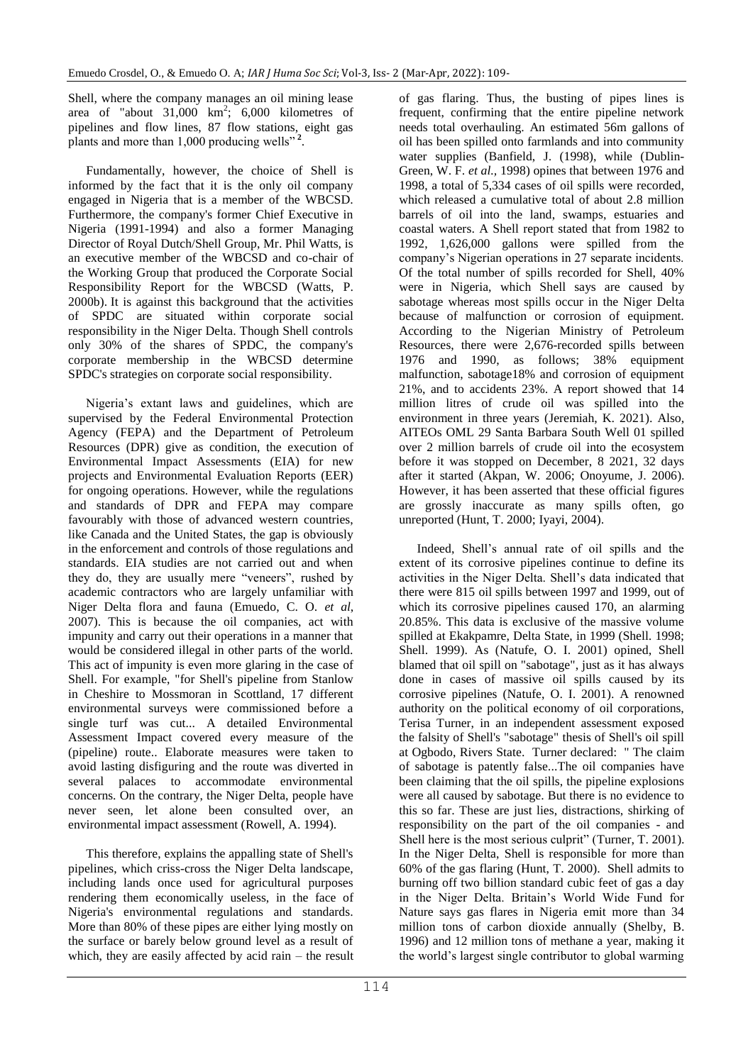Shell, where the company manages an oil mining lease area of "about 31,000 $km^2$; 6,000 kilometres of pipelines and flow lines, 87 flow stations, eight gas plants and more than 1,000 producing wells" [2].

Fundamentally, however, the choice of Shell is informed by the fact that it is the only oil company engaged in Nigeria that is a member of the WBCSD. Furthermore, the company's former Chief Executive in Nigeria (1991-1994) and also a former Managing Director of Royal Dutch/Shell Group, Mr. Phil Watts, is an executive member of the WBCSD and co-chair of the Working Group that produced the Corporate Social Responsibility Report for the WBCSD (Watts, P. 2000b). It is against this background that the activities of SPDC are situated within corporate social responsibility in the Niger Delta. Though Shell controls only 30% of the shares of SPDC, the company's corporate membership in the WBCSD determine SPDC's strategies on corporate social responsibility.

Nigeria's extant laws and guidelines, which are supervised by the Federal Environmental Protection Agency (FEPA) and the Department of Petroleum Resources (DPR) give as condition, the execution of Environmental Impact Assessments (EIA) for new projects and Environmental Evaluation Reports (EER) for ongoing operations. However, while the regulations and standards of DPR and FEPA may compare favourably with those of advanced western countries, like Canada and the United States, the gap is obviously in the enforcement and controls of those regulations and standards. EIA studies are not carried out and when they do, they are usually mere "veneers", rushed by academic contractors who are largely unfamiliar with Niger Delta flora and fauna (Emuedo, C. O. *et al*, 2007). This is because the oil companies, act with impunity and carry out their operations in a manner that would be considered illegal in other parts of the world. This act of impunity is even more glaring in the case of Shell. For example, "for Shell's pipeline from Stanlow in Cheshire to Mossmoran in Scotland, 17 different environmental surveys were commissioned before a single turf was cut... A detailed Environmental Assessment Impact covered every measure of the (pipeline) route.. Elaborate measures were taken to avoid lasting disfiguring and the route was diverted in several palaces to accommodate environmental concerns. On the contrary, the Niger Delta, people have never seen, let alone been consulted over, an environmental impact assessment (Rowell, A. 1994).

This therefore, explains the appalling state of Shell's pipelines, which criss-cross the Niger Delta landscape, including lands once used for agricultural purposes rendering them economically useless, in the face of Nigeria's environmental regulations and standards. More than 80% of these pipes are either lying mostly on the surface or barely below ground level as a result of which, they are easily affected by acid rain – the result of gas flaring. Thus, the busting of pipes lines is frequent, confirming that the entire pipeline network needs total overhauling. An estimated 56m gallons of oil has been spilled onto farmlands and into community water supplies (Banfield, J. (1998), while (Dublin-Green, W. F. *et al.*, 1998) opines that between 1976 and 1998, a total of 5,334 cases of oil spills were recorded, which released a cumulative total of about 2.8 million barrels of oil into the land, swamps, estuaries and coastal waters. A Shell report stated that from 1982 to 1992, 1,626,000 gallons were spilled from the company's Nigerian operations in 27 separate incidents. Of the total number of spills recorded for Shell, 40% were in Nigeria, which Shell says are caused by sabotage whereas most spills occur in the Niger Delta because of malfunction or corrosion of equipment. According to the Nigerian Ministry of Petroleum Resources, there were 2,676-recorded spills between 1976 and 1990, as follows; 38% equipment malfunction, sabotage18% and corrosion of equipment 21%, and to accidents 23%. A report showed that 14 million litres of crude oil was spilled into the environment in three years (Jeremiah, K. 2021). Also, AITEOs OML 29 Santa Barbara South Well 01 spilled over 2 million barrels of crude oil into the ecosystem before it was stopped on December, 8 2021, 32 days after it started (Akpan, W. 2006; Onoyume, J. 2006). However, it has been asserted that these official figures are grossly inaccurate as many spills often, go unreported (Hunt, T. 2000; Iyayi, 2004).

Indeed, Shell's annual rate of oil spills and the extent of its corrosive pipelines continue to define its activities in the Niger Delta. Shell's data indicated that there were 815 oil spills between 1997 and 1999, out of which its corrosive pipelines caused 170, an alarming 20.85%. This data is exclusive of the massive volume spilled at Ekakpamre, Delta State, in 1999 (Shell. 1998; Shell. 1999). As (Natufe, O. I. 2001) opined, Shell blamed that oil spill on "sabotage", just as it has always done in cases of massive oil spills caused by its corrosive pipelines (Natufe, O. I. 2001). A renowned authority on the political economy of oil corporations, Terisa Turner, in an independent assessment exposed the falsity of Shell's "sabotage" thesis of Shell's oil spill at Ogbodo, Rivers State. Turner declared: " The claim of sabotage is patently false...The oil companies have been claiming that the oil spills, the pipeline explosions were all caused by sabotage. But there is no evidence to this so far. These are just lies, distractions, shirking of responsibility on the part of the oil companies - and Shell here is the most serious culprit" (Turner, T. 2001). In the Niger Delta, Shell is responsible for more than 60% of the gas flaring (Hunt, T. 2000). Shell admits to burning off two billion standard cubic feet of gas a day in the Niger Delta. Britain's World Wide Fund for Nature says gas flares in Nigeria emit more than 34 million tons of carbon dioxide annually (Shelby, B. 1996) and 12 million tons of methane a year, making it the world's largest single contributor to global warming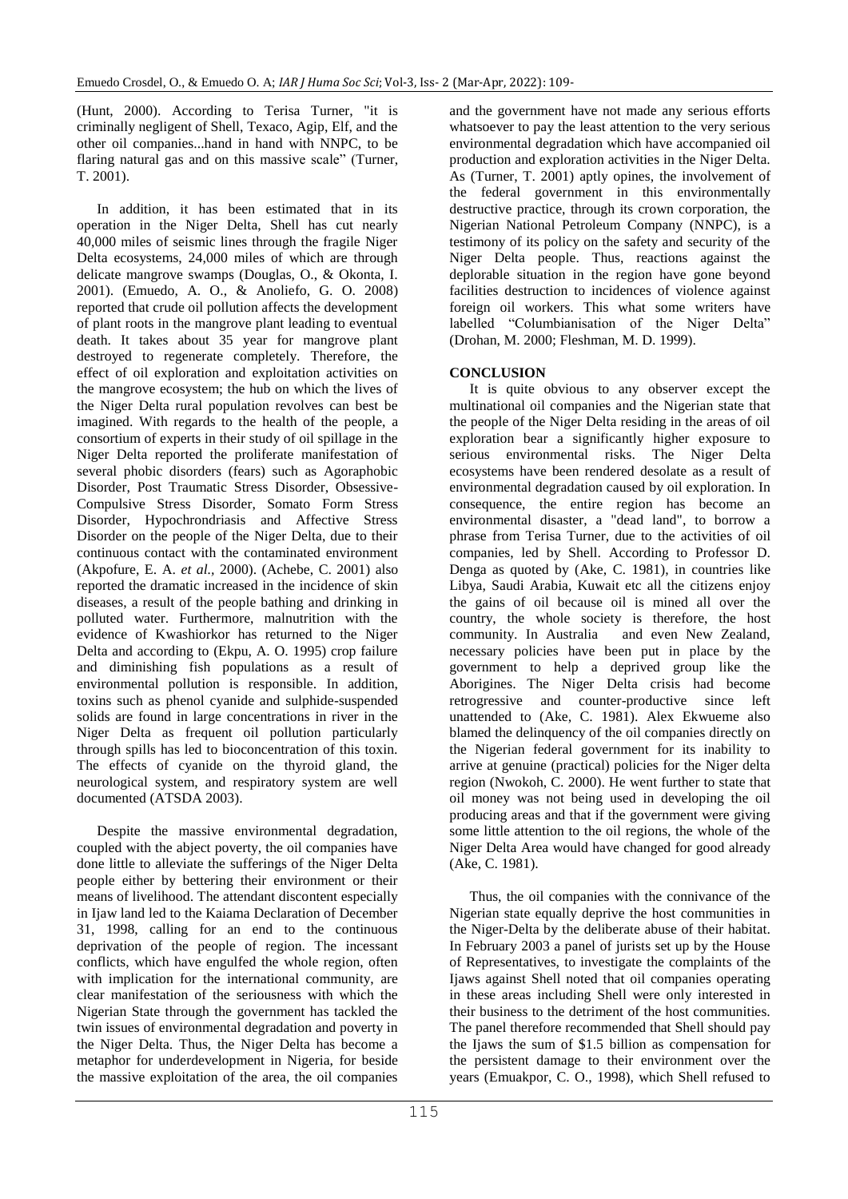(Hunt, 2000). According to Terisa Turner, "it is criminally negligent of Shell, Texaco, Agip, Elf, and the other oil companies...hand in hand with NNPC, to be flaring natural gas and on this massive scale" (Turner, T. 2001).

In addition, it has been estimated that in its operation in the Niger Delta, Shell has cut nearly 40,000 miles of seismic lines through the fragile Niger Delta ecosystems, 24,000 miles of which are through delicate mangrove swamps (Douglas, O., & Okonta, I. 2001). (Emuedo, A. O., & Anoliefo, G. O. 2008) reported that crude oil pollution affects the development of plant roots in the mangrove plant leading to eventual death. It takes about 35 year for mangrove plant destroyed to regenerate completely. Therefore, the effect of oil exploration and exploitation activities on the mangrove ecosystem; the hub on which the lives of the Niger Delta rural population revolves can best be imagined. With regards to the health of the people, a consortium of experts in their study of oil spillage in the Niger Delta reported the proliferate manifestation of several phobic disorders (fears) such as Agoraphobic Disorder, Post Traumatic Stress Disorder, Obsessive-Compulsive Stress Disorder, Somato Form Stress Disorder, Hypochrondriasis and Affective Stress Disorder on the people of the Niger Delta, due to their continuous contact with the contaminated environment (Akpofure, E. A. *et al.*, 2000). (Achebe, C. 2001) also reported the dramatic increased in the incidence of skin diseases, a result of the people bathing and drinking in polluted water. Furthermore, malnutrition with the evidence of Kwashiorkor has returned to the Niger Delta and according to (Ekpu, A. O. 1995) crop failure and diminishing fish populations as a result of environmental pollution is responsible. In addition, toxins such as phenol cyanide and sulphide-suspended solids are found in large concentrations in river in the Niger Delta as frequent oil pollution particularly through spills has led to bioconcentration of this toxin. The effects of cyanide on the thyroid gland, the neurological system, and respiratory system are well documented (ATSDA 2003).

Despite the massive environmental degradation, coupled with the abject poverty, the oil companies have done little to alleviate the sufferings of the Niger Delta people either by bettering their environment or their means of livelihood. The attendant discontent especially in Ijaw land led to the Kaiama Declaration of December 31, 1998, calling for an end to the continuous deprivation of the people of region. The incessant conflicts, which have engulfed the whole region, often with implication for the international community, are clear manifestation of the seriousness with which the Nigerian State through the government has tackled the twin issues of environmental degradation and poverty in the Niger Delta. Thus, the Niger Delta has become a metaphor for underdevelopment in Nigeria, for beside the massive exploitation of the area, the oil companies and the government have not made any serious efforts whatsoever to pay the least attention to the very serious environmental degradation which have accompanied oil production and exploration activities in the Niger Delta. As (Turner, T. 2001) aptly opines, the involvement of the federal government in this environmentally destructive practice, through its crown corporation, the Nigerian National Petroleum Company (NNPC), is a testimony of its policy on the safety and security of the Niger Delta people. Thus, reactions against the deplorable situation in the region have gone beyond facilities destruction to incidences of violence against foreign oil workers. This what some writers have labelled "Columbianisation of the Niger Delta" (Drohan, M. 2000; Fleshman, M. D. 1999).

## CONCLUSION

It is quite obvious to any observer except the multinational oil companies and the Nigerian state that the people of the Niger Delta residing in the areas of oil exploration bear a significantly higher exposure to serious environmental risks. The Niger Delta ecosystems have been rendered desolate as a result of environmental degradation caused by oil exploration. In consequence, the entire region has become an environmental disaster, a "dead land", to borrow a phrase from Terisa Turner, due to the activities of oil companies, led by Shell. According to Professor D. Denga as quoted by (Ake, C. 1981), in countries like Libya, Saudi Arabia, Kuwait etc all the citizens enjoy the gains of oil because oil is mined all over the country, the whole society is therefore, the host community. In Australia and even New Zealand, necessary policies have been put in place by the government to help a deprived group like the Aborigines. The Niger Delta crisis had become retrogressive and counter-productive since left unattended to (Ake, C. 1981). Alex Ekwueme also blamed the delinquency of the oil companies directly on the Nigerian federal government for its inability to arrive at genuine (practical) policies for the Niger delta region (Nwokoh, C. 2000). He went further to state that oil money was not being used in developing the oil producing areas and that if the government were giving some little attention to the oil regions, the whole of the Niger Delta Area would have changed for good already (Ake, C. 1981).

Thus, the oil companies with the connivance of the Nigerian state equally deprive the host communities in the Niger-Delta by the deliberate abuse of their habitat. In February 2003 a panel of jurists set up by the House of Representatives, to investigate the complaints of the Ijaws against Shell noted that oil companies operating in these areas including Shell were only interested in their business to the detriment of the host communities. The panel therefore recommended that Shell should pay the Ijaws the sum of \$1.5 billion as compensation for the persistent damage to their environment over the years (Emuakpor, C. O., 1998), which Shell refused to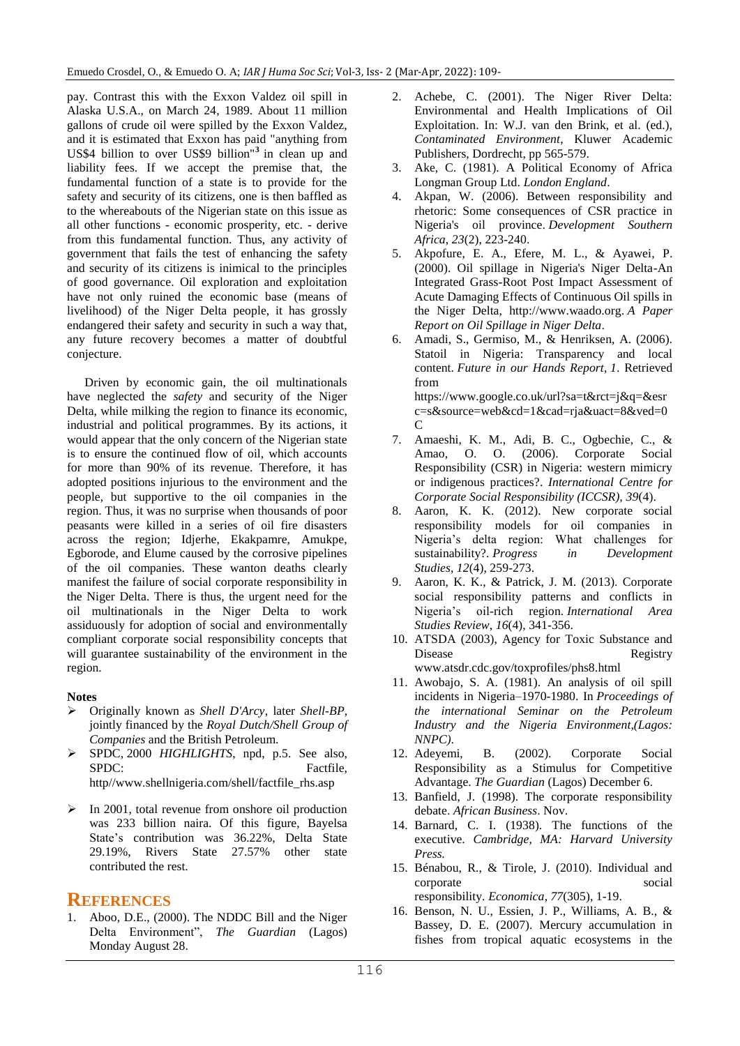pay. Contrast this with the Exxon Valdez oil spill in Alaska U.S.A., on March 24, 1989. About 11 million gallons of crude oil were spilled by the Exxon Valdez, and it is estimated that Exxon has paid "anything from US$4 billion to over US$9 billion"[3] in clean up and liability fees. If we accept the premise that, the fundamental function of a state is to provide for the safety and security of its citizens, one is then baffled as to the whereabouts of the Nigerian state on this issue as all other functions - economic prosperity, etc. - derive from this fundamental function. Thus, any activity of government that fails the test of enhancing the safety and security of its citizens is inimical to the principles of good governance. Oil exploration and exploitation have not only ruined the economic base (means of livelihood) of the Niger Delta people, it has grossly endangered their safety and security in such a way that, any future recovery becomes a matter of doubtful conjecture.

Driven by economic gain, the oil multinationals have neglected the *safety* and security of the Niger Delta, while milking the region to finance its economic, industrial and political programmes. By its actions, it would appear that the only concern of the Nigerian state is to ensure the continued flow of oil, which accounts for more than 90% of its revenue. Therefore, it has adopted positions injurious to the environment and the people, but supportive to the oil companies in the region. Thus, it was no surprise when thousands of poor peasants were killed in a series of oil fire disasters across the region; Idjerhe, Ekakpamre, Amukpe, Egborode, and Elume caused by the corrosive pipelines of the oil companies. These wanton deaths clearly manifest the failure of social corporate responsibility in the Niger Delta. There is thus, the urgent need for the oil multinationals in the Niger Delta to work assiduously for adoption of social and environmentally compliant corporate social responsibility concepts that will guarantee sustainability of the environment in the region.

**Notes**

- Originally known as *Shell D'Arcy*, later *Shell-BP*, jointly financed by the *Royal Dutch/Shell Group of Companies* and the British Petroleum.
- SPDC, 2000 *HIGHLIGHTS*, npd, p.5. See also, SPDC: Factfile, http//www.shellnigeria.com/shell/factfile_rhs.asp
- In 2001, total revenue from onshore oil production was 233 billion naira. Of this figure, Bayelsa State's contribution was 36.22%, Delta State 29.19%, Rivers State 27.57% other state contributed the rest.

## REFERENCES

1. Aboo, D.E., (2000). The NDDC Bill and the Niger Delta Environment", *The Guardian* (Lagos) Monday August 28.
2. Achebe, C. (2001). The Niger River Delta: Environmental and Health Implications of Oil Exploitation. In: W.J. van den Brink, et al. (ed.), *Contaminated Environment*, Kluwer Academic Publishers, Dordrecht, pp 565-579.
3. Ake, C. (1981). A Political Economy of Africa Longman Group Ltd. *London England*.
4. Akpan, W. (2006). Between responsibility and rhetoric: Some consequences of CSR practice in Nigeria's oil province. *Development Southern Africa*, *23*(2), 223-240.
5. Akpofure, E. A., Efere, M. L., & Ayawei, P. (2000). Oil spillage in Nigeria's Niger Delta-An Integrated Grass-Root Post Impact Assessment of Acute Damaging Effects of Continuous Oil spills in the Niger Delta, http://www.waado.org. *A Paper Report on Oil Spillage in Niger Delta*.
6. Amadi, S., Germiso, M., & Henriksen, A. (2006). Statoil in Nigeria: Transparency and local content. *Future in our Hands Report*, *1*. Retrieved from https://www.google.co.uk/url?sa=t&rct=j&q=&esrc=s&source=web&cd=1&cad=rja&uact=8&ved=0C
7. Amaeshi, K. M., Adi, B. C., Ogbechie, C., & Amao, O. O. (2006). Corporate Social Responsibility (CSR) in Nigeria: western mimicry or indigenous practices?. *International Centre for Corporate Social Responsibility (ICCSR)*, *39*(4).
8. Aaron, K. K. (2012). New corporate social responsibility models for oil companies in Nigeria's delta region: What challenges for sustainability?. *Progress in Development Studies*, *12*(4), 259-273.
9. Aaron, K. K., & Patrick, J. M. (2013). Corporate social responsibility patterns and conflicts in Nigeria's oil-rich region. *International Area Studies Review*, *16*(4), 341-356.
10. ATSDA (2003), Agency for Toxic Substance and Disease Registry www.atsdr.cdc.gov/toxprofiles/phs8.html
11. Awobajo, S. A. (1981). An analysis of oil spill incidents in Nigeria–1970-1980. In *Proceedings of the international Seminar on the Petroleum Industry and the Nigeria Environment,(Lagos: NNPC)*.
12. Adeyemi, B. (2002). Corporate Social Responsibility as a Stimulus for Competitive Advantage. *The Guardian* (Lagos) December 6.
13. Banfield, J. (1998). The corporate responsibility debate. *African Business*. Nov.
14. Barnard, C. I. (1938). The functions of the executive. *Cambridge, MA: Harvard University Press.*
15. Bénabou, R., & Tirole, J. (2010). Individual and corporate social responsibility. *Economica*, *77*(305), 1-19.
16. Benson, N. U., Essien, J. P., Williams, A. B., & Bassey, D. E. (2007). Mercury accumulation in fishes from tropical aquatic ecosystems in the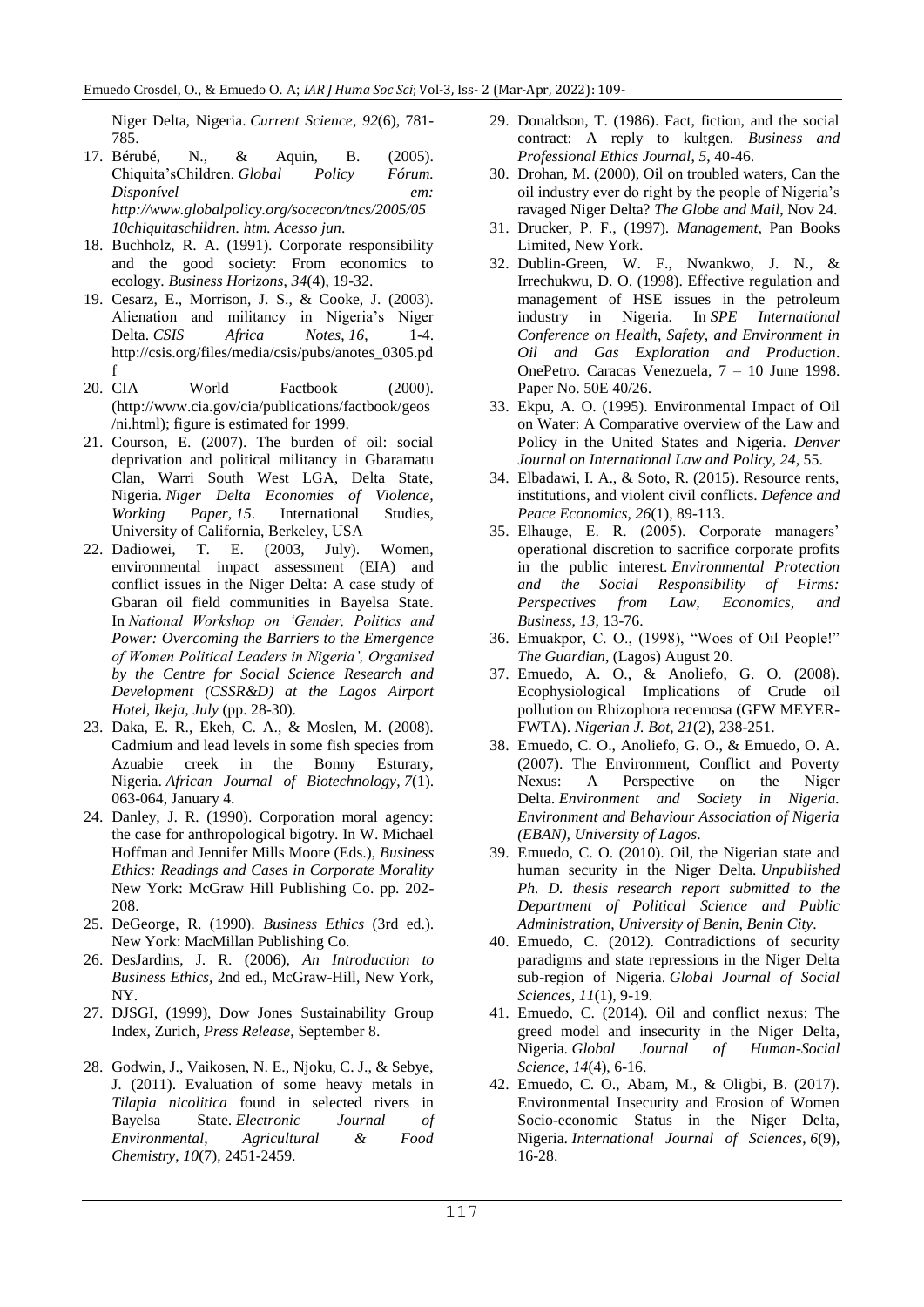Niger Delta, Nigeria. *Current Science*, *92*(6), 781-785.

17. Bérubé, N., & Aquin, B. (2005). Chiquita'sChildren. *Global Policy Fórum. Disponível em: http://www.globalpolicy.org/socecon/tncs/2005/05 10chiquitaschildren. htm. Acesso jun*.
18. Buchholz, R. A. (1991). Corporate responsibility and the good society: From economics to ecology. *Business Horizons*, *34*(4), 19-32.
19. Cesarz, E., Morrison, J. S., & Cooke, J. (2003). Alienation and militancy in Nigeria's Niger Delta. *CSIS Africa Notes*, *16*, 1-4. http://csis.org/files/media/csis/pubs/anotes_0305.pdf
20. CIA World Factbook (2000). (http://www.cia.gov/cia/publications/factbook/geos/ni.html); figure is estimated for 1999.
21. Courson, E. (2007). The burden of oil: social deprivation and political militancy in Gbaramatu Clan, Warri South West LGA, Delta State, Nigeria. *Niger Delta Economies of Violence, Working Paper*, *15*. International Studies, University of California, Berkeley, USA
22. Dadiowei, T. E. (2003, July). Women, environmental impact assessment (EIA) and conflict issues in the Niger Delta: A case study of Gbaran oil field communities in Bayelsa State. In *National Workshop on 'Gender, Politics and Power: Overcoming the Barriers to the Emergence of Women Political Leaders in Nigeria', Organised by the Centre for Social Science Research and Development (CSSR&D) at the Lagos Airport Hotel, Ikeja, July* (pp. 28-30).
23. Daka, E. R., Ekeh, C. A., & Moslen, M. (2008). Cadmium and lead levels in some fish species from Azuabie creek in the Bonny Esturary, Nigeria. *African Journal of Biotechnology*, *7*(1). 063-064, January 4.
24. Danley, J. R. (1990). Corporation moral agency: the case for anthropological bigotry. In W. Michael Hoffman and Jennifer Mills Moore (Eds.), *Business Ethics: Readings and Cases in Corporate Morality* New York: McGraw Hill Publishing Co. pp. 202-208.
25. DeGeorge, R. (1990). *Business Ethics* (3rd ed.). New York: MacMillan Publishing Co.
26. DesJardins, J. R. (2006), *An Introduction to Business Ethics*, 2nd ed., McGraw-Hill, New York, NY.
27. DJSGI, (1999), Dow Jones Sustainability Group Index, Zurich, *Press Release*, September 8.
28. Godwin, J., Vaikosen, N. E., Njoku, C. J., & Sebye, J. (2011). Evaluation of some heavy metals in *Tilapia nicolitica* found in selected rivers in Bayelsa State. *Electronic Journal of Environmental, Agricultural & Food Chemistry*, *10*(7), 2451-2459.
29. Donaldson, T. (1986). Fact, fiction, and the social contract: A reply to kultgen. *Business and Professional Ethics Journal*, *5*, 40-46.
30. Drohan, M. (2000), Oil on troubled waters, Can the oil industry ever do right by the people of Nigeria's ravaged Niger Delta? *The Globe and Mail*, Nov 24.
31. Drucker, P. F., (1997). *Management*, Pan Books Limited, New York.
32. Dublin-Green, W. F., Nwankwo, J. N., & Irrechukwu, D. O. (1998). Effective regulation and management of HSE issues in the petroleum industry in Nigeria. In *SPE International Conference on Health, Safety, and Environment in Oil and Gas Exploration and Production*. OnePetro. Caracas Venezuela, 7 – 10 June 1998. Paper No. 50E 40/26.
33. Ekpu, A. O. (1995). Environmental Impact of Oil on Water: A Comparative overview of the Law and Policy in the United States and Nigeria. *Denver Journal on International Law and Policy*, *24*, 55.
34. Elbadawi, I. A., & Soto, R. (2015). Resource rents, institutions, and violent civil conflicts. *Defence and Peace Economics*, *26*(1), 89-113.
35. Elhauge, E. R. (2005). Corporate managers' operational discretion to sacrifice corporate profits in the public interest. *Environmental Protection and the Social Responsibility of Firms: Perspectives from Law, Economics, and Business*, *13*, 13-76.
36. Emuakpor, C. O., (1998), "Woes of Oil People!" *The Guardian*, (Lagos) August 20.
37. Emuedo, A. O., & Anoliefo, G. O. (2008). Ecophysiological Implications of Crude oil pollution on Rhizophora recemosa (GFW MEYER-FWTA). *Nigerian J. Bot*, *21*(2), 238-251.
38. Emuedo, C. O., Anoliefo, G. O., & Emuedo, O. A. (2007). The Environment, Conflict and Poverty Nexus: A Perspective on the Niger Delta. *Environment and Society in Nigeria. Environment and Behaviour Association of Nigeria (EBAN), University of Lagos*.
39. Emuedo, C. O. (2010). Oil, the Nigerian state and human security in the Niger Delta. *Unpublished Ph. D. thesis research report submitted to the Department of Political Science and Public Administration, University of Benin, Benin City*.
40. Emuedo, C. (2012). Contradictions of security paradigms and state repressions in the Niger Delta sub-region of Nigeria. *Global Journal of Social Sciences*, *11*(1), 9-19.
41. Emuedo, C. (2014). Oil and conflict nexus: The greed model and insecurity in the Niger Delta, Nigeria. *Global Journal of Human-Social Science*, *14*(4), 6-16.
42. Emuedo, C. O., Abam, M., & Oligbi, B. (2017). Environmental Insecurity and Erosion of Women Socio-economic Status in the Niger Delta, Nigeria. *International Journal of Sciences*, *6*(9), 16-28.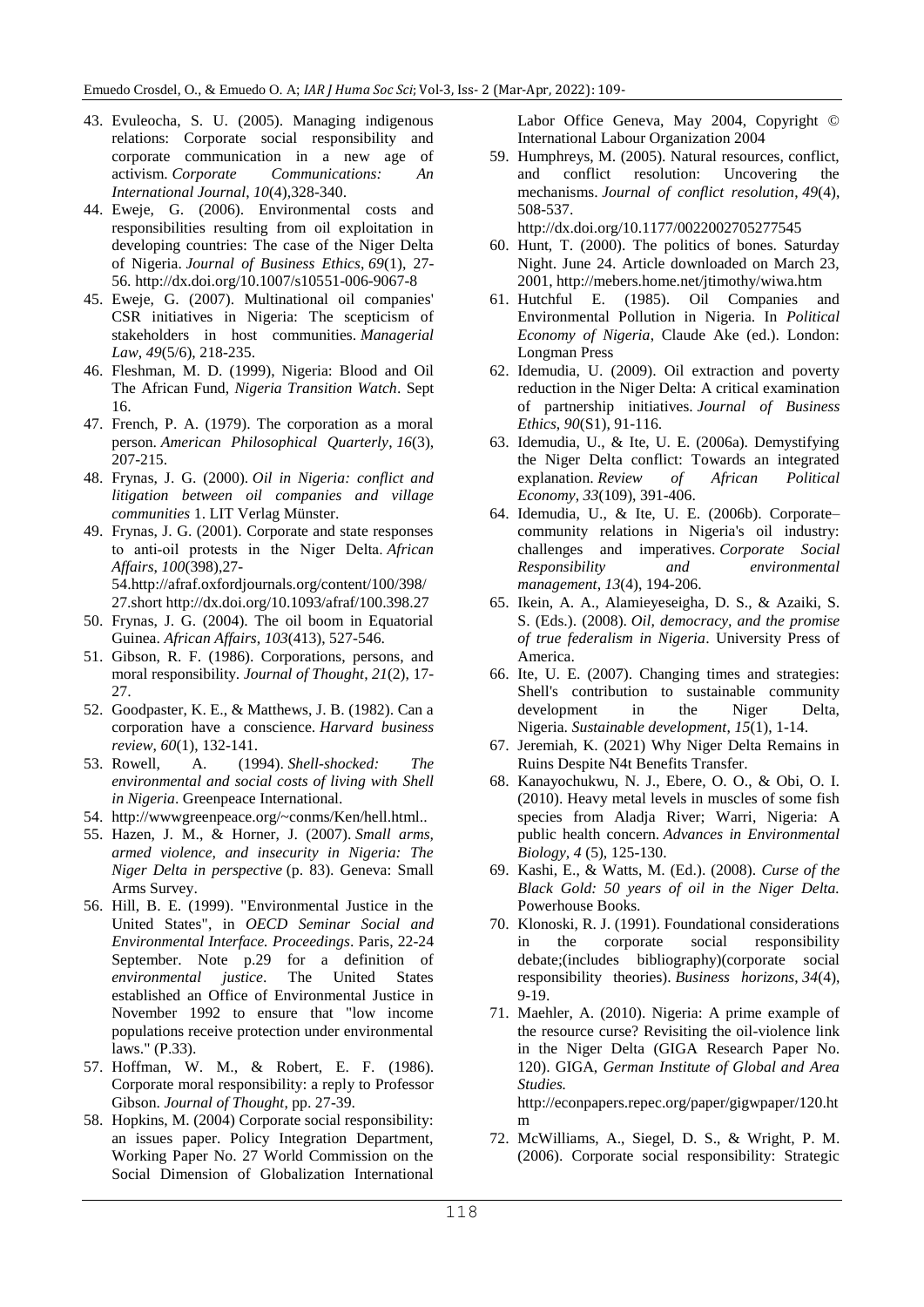43. Evuleocha, S. U. (2005). Managing indigenous relations: Corporate social responsibility and corporate communication in a new age of activism. *Corporate Communications: An International Journal*, *10*(4),328-340.
44. Eweje, G. (2006). Environmental costs and responsibilities resulting from oil exploitation in developing countries: The case of the Niger Delta of Nigeria. *Journal of Business Ethics*, *69*(1), 27-56. http://dx.doi.org/10.1007/s10551-006-9067-8
45. Eweje, G. (2007). Multinational oil companies' CSR initiatives in Nigeria: The scepticism of stakeholders in host communities. *Managerial Law*, *49*(5/6), 218-235.
46. Fleshman, M. D. (1999), Nigeria: Blood and Oil The African Fund, *Nigeria Transition Watch*. Sept 16.
47. French, P. A. (1979). The corporation as a moral person. *American Philosophical Quarterly*, *16*(3), 207-215.
48. Frynas, J. G. (2000). *Oil in Nigeria: conflict and litigation between oil companies and village communities* 1. LIT Verlag Münster.
49. Frynas, J. G. (2001). Corporate and state responses to anti-oil protests in the Niger Delta. *African Affairs*, *100*(398),27-54.http://afraf.oxfordjournals.org/content/100/398/27.short http://dx.doi.org/10.1093/afraf/100.398.27
50. Frynas, J. G. (2004). The oil boom in Equatorial Guinea. *African Affairs*, *103*(413), 527-546.
51. Gibson, R. F. (1986). Corporations, persons, and moral responsibility. *Journal of Thought*, *21*(2), 17-27.
52. Goodpaster, K. E., & Matthews, J. B. (1982). Can a corporation have a conscience. *Harvard business review*, *60*(1), 132-141.
53. Rowell, A. (1994). *Shell-shocked: The environmental and social costs of living with Shell in Nigeria*. Greenpeace International.
54. http://wwwgreenpeace.org/~conms/Ken/hell.html..
55. Hazen, J. M., & Horner, J. (2007). *Small arms, armed violence, and insecurity in Nigeria: The Niger Delta in perspective* (p. 83). Geneva: Small Arms Survey.
56. Hill, B. E. (1999). "Environmental Justice in the United States", in *OECD Seminar Social and Environmental Interface. Proceedings*. Paris, 22-24 September. Note p.29 for a definition of *environmental justice*. The United States established an Office of Environmental Justice in November 1992 to ensure that "low income populations receive protection under environmental laws." (P.33).
57. Hoffman, W. M., & Robert, E. F. (1986). Corporate moral responsibility: a reply to Professor Gibson. *Journal of Thought*, pp. 27-39.
58. Hopkins, M. (2004) Corporate social responsibility: an issues paper. Policy Integration Department, Working Paper No. 27 World Commission on the Social Dimension of Globalization International Labor Office Geneva, May 2004, Copyright © International Labour Organization 2004
59. Humphreys, M. (2005). Natural resources, conflict, and conflict resolution: Uncovering the mechanisms. *Journal of conflict resolution*, *49*(4), 508-537. http://dx.doi.org/10.1177/0022002705277545
60. Hunt, T. (2000). The politics of bones. Saturday Night. June 24. Article downloaded on March 23, 2001, http://mebers.home.net/jtimothy/wiwa.htm
61. Hutchful E. (1985). Oil Companies and Environmental Pollution in Nigeria. In *Political Economy of Nigeria*, Claude Ake (ed.). London: Longman Press
62. Idemudia, U. (2009). Oil extraction and poverty reduction in the Niger Delta: A critical examination of partnership initiatives. *Journal of Business Ethics*, *90*(S1), 91-116.
63. Idemudia, U., & Ite, U. E. (2006a). Demystifying the Niger Delta conflict: Towards an integrated explanation. *Review of African Political Economy*, *33*(109), 391-406.
64. Idemudia, U., & Ite, U. E. (2006b). Corporate–community relations in Nigeria's oil industry: challenges and imperatives. *Corporate Social Responsibility and environmental management*, *13*(4), 194-206.
65. Ikein, A. A., Alamieyeseigha, D. S., & Azaiki, S. S. (Eds.). (2008). *Oil, democracy, and the promise of true federalism in Nigeria*. University Press of America.
66. Ite, U. E. (2007). Changing times and strategies: Shell's contribution to sustainable community development in the Niger Delta, Nigeria. *Sustainable development*, *15*(1), 1-14.
67. Jeremiah, K. (2021) Why Niger Delta Remains in Ruins Despite N4t Benefits Transfer.
68. Kanayochukwu, N. J., Ebere, O. O., & Obi, O. I. (2010). Heavy metal levels in muscles of some fish species from Aladja River; Warri, Nigeria: A public health concern. *Advances in Environmental Biology*, *4* (5), 125-130.
69. Kashi, E., & Watts, M. (Ed.). (2008). *Curse of the Black Gold: 50 years of oil in the Niger Delta.* Powerhouse Books.
70. Klonoski, R. J. (1991). Foundational considerations in the corporate social responsibility debate;(includes bibliography)(corporate social responsibility theories). *Business horizons*, *34*(4), 9-19.
71. Maehler, A. (2010). Nigeria: A prime example of the resource curse? Revisiting the oil-violence link in the Niger Delta (GIGA Research Paper No. 120). GIGA, *German Institute of Global and Area Studies.* http://econpapers.repec.org/paper/gigwpaper/120.htm
72. McWilliams, A., Siegel, D. S., & Wright, P. M. (2006). Corporate social responsibility: Strategic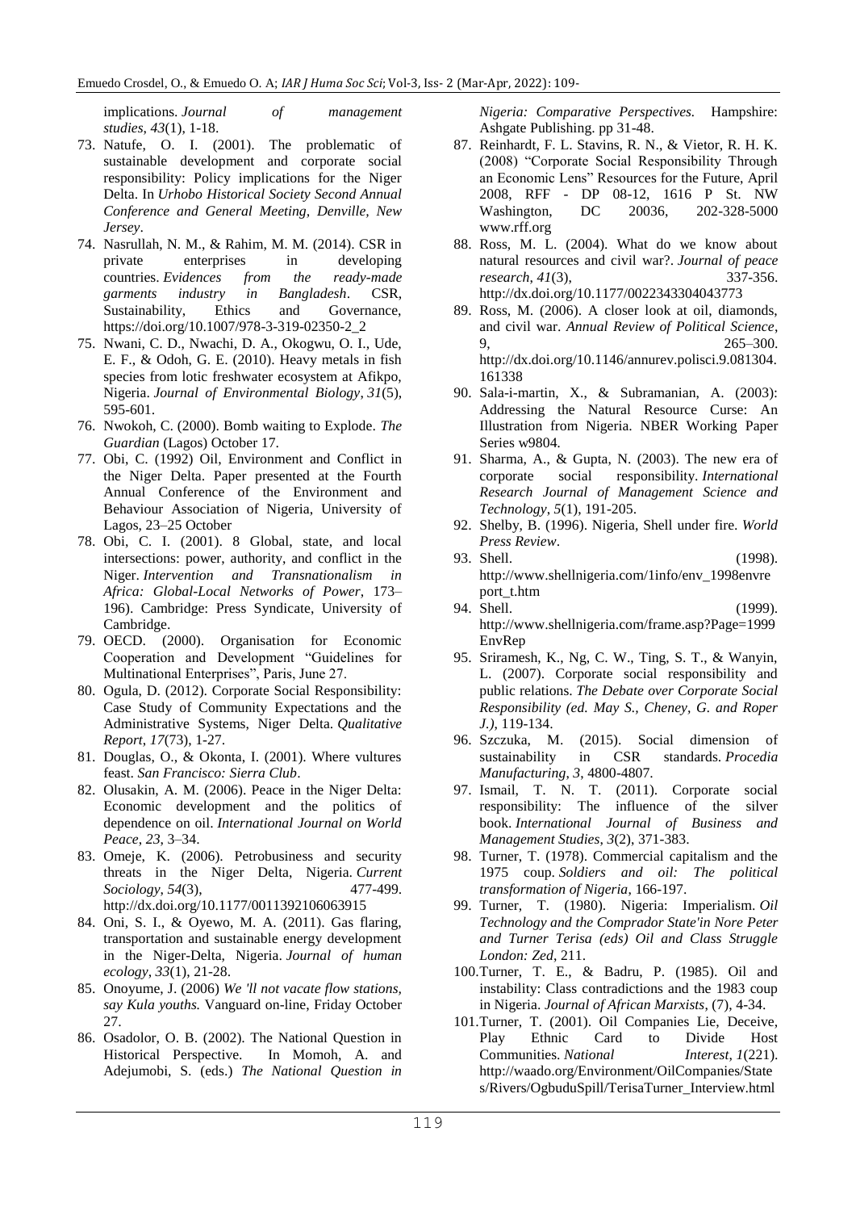implications. *Journal of management studies*, *43*(1), 1-18.

73. Natufe, O. I. (2001). The problematic of sustainable development and corporate social responsibility: Policy implications for the Niger Delta. In *Urhobo Historical Society Second Annual Conference and General Meeting, Denville, New Jersey*.
74. Nasrullah, N. M., & Rahim, M. M. (2014). CSR in private enterprises in developing countries. *Evidences from the ready-made garments industry in Bangladesh*. CSR, Sustainability, Ethics and Governance, https://doi.org/10.1007/978-3-319-02350-2_2
75. Nwani, C. D., Nwachi, D. A., Okogwu, O. I., Ude, E. F., & Odoh, G. E. (2010). Heavy metals in fish species from lotic freshwater ecosystem at Afikpo, Nigeria. *Journal of Environmental Biology*, *31*(5), 595-601.
76. Nwokoh, C. (2000). Bomb waiting to Explode. *The Guardian* (Lagos) October 17.
77. Obi, C. (1992) Oil, Environment and Conflict in the Niger Delta. Paper presented at the Fourth Annual Conference of the Environment and Behaviour Association of Nigeria, University of Lagos, 23–25 October
78. Obi, C. I. (2001). 8 Global, state, and local intersections: power, authority, and conflict in the Niger. *Intervention and Transnationalism in Africa: Global-Local Networks of Power*, 173–196). Cambridge: Press Syndicate, University of Cambridge.
79. OECD. (2000). Organisation for Economic Cooperation and Development "Guidelines for Multinational Enterprises", Paris, June 27.
80. Ogula, D. (2012). Corporate Social Responsibility: Case Study of Community Expectations and the Administrative Systems, Niger Delta. *Qualitative Report*, *17*(73), 1-27.
81. Douglas, O., & Okonta, I. (2001). Where vultures feast. *San Francisco: Sierra Club*.
82. Olusakin, A. M. (2006). Peace in the Niger Delta: Economic development and the politics of dependence on oil. *International Journal on World Peace*, *23*, 3–34.
83. Omeje, K. (2006). Petrobusiness and security threats in the Niger Delta, Nigeria. *Current Sociology*, *54*(3), 477-499. http://dx.doi.org/10.1177/0011392106063915
84. Oni, S. I., & Oyewo, M. A. (2011). Gas flaring, transportation and sustainable energy development in the Niger-Delta, Nigeria. *Journal of human ecology*, *33*(1), 21-28.
85. Onoyume, J. (2006) *We 'll not vacate flow stations, say Kula youths.* Vanguard on-line, Friday October 27.
86. Osadolor, O. B. (2002). The National Question in Historical Perspective. In Momoh, A. and Adejumobi, S. (eds.) *The National Question in Nigeria: Comparative Perspectives.* Hampshire: Ashgate Publishing. pp 31-48.
87. Reinhardt, F. L. Stavins, R. N., & Vietor, R. H. K. (2008) "Corporate Social Responsibility Through an Economic Lens" Resources for the Future, April 2008, RFF - DP 08-12, 1616 P St. NW Washington, DC 20036, 202-328-5000 www.rff.org
88. Ross, M. L. (2004). What do we know about natural resources and civil war?. *Journal of peace research*, *41*(3), 337-356. http://dx.doi.org/10.1177/0022343304043773
89. Ross, M. (2006). A closer look at oil, diamonds, and civil war. *Annual Review of Political Science*, 9, 265–300. http://dx.doi.org/10.1146/annurev.polisci.9.081304.161338
90. Sala-i-martin, X., & Subramanian, A. (2003): Addressing the Natural Resource Curse: An Illustration from Nigeria. NBER Working Paper Series w9804.
91. Sharma, A., & Gupta, N. (2003). The new era of corporate social responsibility. *International Research Journal of Management Science and Technology*, *5*(1), 191-205.
92. Shelby, B. (1996). Nigeria, Shell under fire. *World Press Review*.
93. Shell. (1998). http://www.shellnigeria.com/1info/env_1998envreport_t.htm
94. Shell. (1999). http://www.shellnigeria.com/frame.asp?Page=1999EnvRep
95. Sriramesh, K., Ng, C. W., Ting, S. T., & Wanyin, L. (2007). Corporate social responsibility and public relations. *The Debate over Corporate Social Responsibility (ed. May S., Cheney, G. and Roper J.)*, 119-134.
96. Szczuka, M. (2015). Social dimension of sustainability in CSR standards. *Procedia Manufacturing*, *3*, 4800-4807.
97. Ismail, T. N. T. (2011). Corporate social responsibility: The influence of the silver book. *International Journal of Business and Management Studies*, *3*(2), 371-383.
98. Turner, T. (1978). Commercial capitalism and the 1975 coup. *Soldiers and oil: The political transformation of Nigeria*, 166-197.
99. Turner, T. (1980). Nigeria: Imperialism. *Oil Technology and the Comprador State'in Nore Peter and Turner Terisa (eds) Oil and Class Struggle London: Zed*, 211.
100. Turner, T. E., & Badru, P. (1985). Oil and instability: Class contradictions and the 1983 coup in Nigeria. *Journal of African Marxists*, (7), 4-34.
101. Turner, T. (2001). Oil Companies Lie, Deceive, Play Ethnic Card to Divide Host Communities. *National Interest*, *1*(221). http://waado.org/Environment/OilCompanies/States/Rivers/OgbuduSpill/TerisaTurner_Interview.html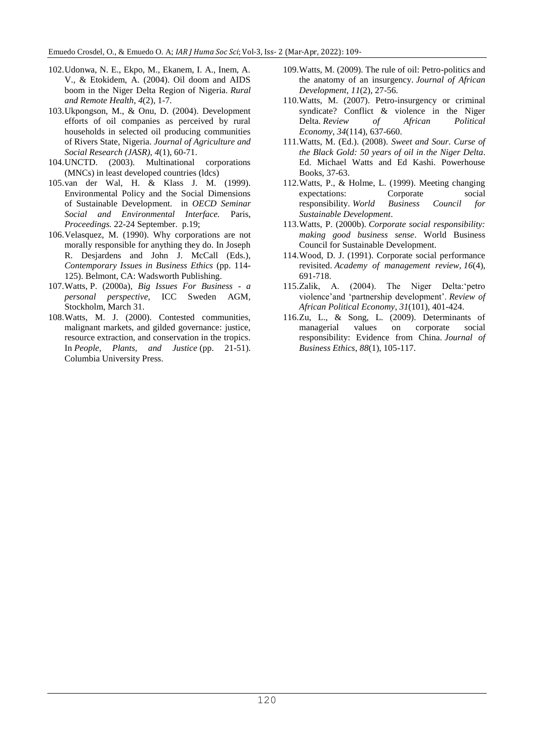102. Udonwa, N. E., Ekpo, M., Ekanem, I. A., Inem, A. V., & Etokidem, A. (2004). Oil doom and AIDS boom in the Niger Delta Region of Nigeria. *Rural and Remote Health*, *4*(2), 1-7.
103. Ukpongson, M., & Onu, D. (2004). Development efforts of oil companies as perceived by rural households in selected oil producing communities of Rivers State, Nigeria. *Journal of Agriculture and Social Research (JASR)*, *4*(1), 60-71.
104. UNCTD. (2003). Multinational corporations (MNCs) in least developed countries (ldcs)
105. van der Wal, H. & Klass J. M. (1999). Environmental Policy and the Social Dimensions of Sustainable Development. in *OECD Seminar Social and Environmental Interface.* Paris, *Proceedings.* 22-24 September. p.19;
106. Velasquez, M. (1990). Why corporations are not morally responsible for anything they do. In Joseph R. Desjardens and John J. McCall (Eds.), *Contemporary Issues in Business Ethics* (pp. 114-125). Belmont, CA: Wadsworth Publishing.
107. Watts, P. (2000a), *Big Issues For Business - a personal perspective*, ICC Sweden AGM, Stockholm, March 31.
108. Watts, M. J. (2000). Contested communities, malignant markets, and gilded governance: justice, resource extraction, and conservation in the tropics. In *People, Plants, and Justice* (pp. 21-51). Columbia University Press.
109. Watts, M. (2009). The rule of oil: Petro-politics and the anatomy of an insurgency. *Journal of African Development*, *11*(2), 27-56.
110. Watts, M. (2007). Petro-insurgency or criminal syndicate? Conflict & violence in the Niger Delta. *Review of African Political Economy*, *34*(114), 637-660.
111. Watts, M. (Ed.). (2008). *Sweet and Sour. Curse of the Black Gold: 50 years of oil in the Niger Delta*. Ed. Michael Watts and Ed Kashi. Powerhouse Books, 37-63.
112. Watts, P., & Holme, L. (1999). Meeting changing expectations: Corporate social responsibility. *World Business Council for Sustainable Development*.
113. Watts, P. (2000b). *Corporate social responsibility: making good business sense*. World Business Council for Sustainable Development.
114. Wood, D. J. (1991). Corporate social performance revisited. *Academy of management review*, *16*(4), 691-718.
115. Zalik, A. (2004). The Niger Delta:'petro violence'and 'partnership development'. *Review of African Political Economy*, *31*(101), 401-424.
116. Zu, L., & Song, L. (2009). Determinants of managerial values on corporate social responsibility: Evidence from China. *Journal of Business Ethics*, *88*(1), 105-117.